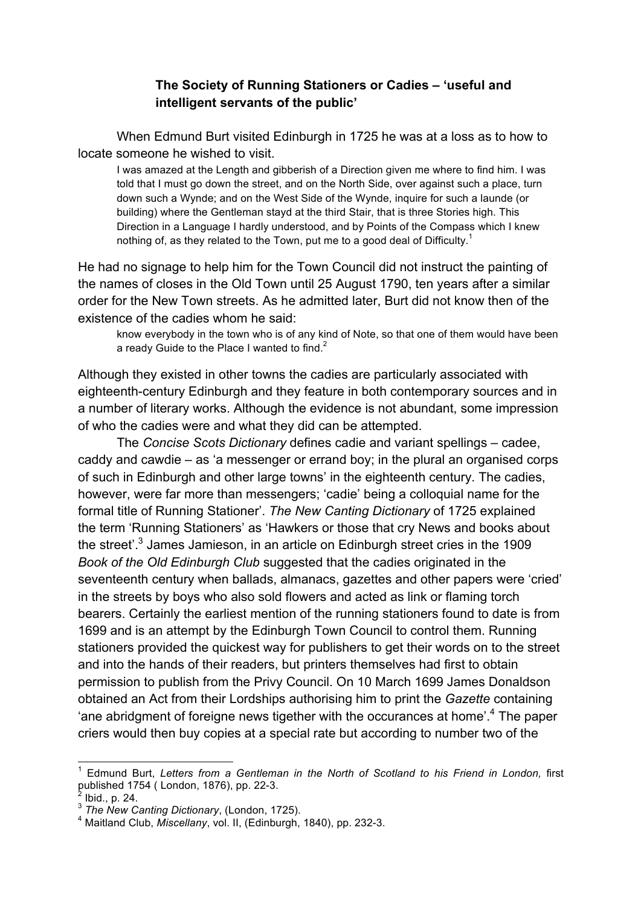## The Society of Running Stationers or Cadies – 'useful and intelligent servants of the public'

When Edmund Burt visited Edinburgh in 1725 he was at a loss as to how to locate someone he wished to visit.

> I was amazed at the Length and gibberish of a Direction given me where to find him. I was told that I must go down the street, and on the North Side, over against such a place, turn down such a Wynde; and on the West Side of the Wynde, inquire for such a launde (or building) where the Gentleman stayd at the third Stair, that is three Stories high. This Direction in a Language I hardly understood, and by Points of the Compass which I knew nothing of, as they related to the Town, put me to a good deal of Difficulty.[1]

He had no signage to help him for the Town Council did not instruct the painting of the names of closes in the Old Town until 25 August 1790, ten years after a similar order for the New Town streets. As he admitted later, Burt did not know then of the existence of the cadies whom he said:

> know everybody in the town who is of any kind of Note, so that one of them would have been a ready Guide to the Place I wanted to find.[2]

Although they existed in other towns the cadies are particularly associated with eighteenth-century Edinburgh and they feature in both contemporary sources and in a number of literary works. Although the evidence is not abundant, some impression of who the cadies were and what they did can be attempted.

The *Concise Scots Dictionary* defines cadie and variant spellings – cadee, caddy and cawdie – as 'a messenger or errand boy; in the plural an organised corps of such in Edinburgh and other large towns' in the eighteenth century. The cadies, however, were far more than messengers; 'cadie' being a colloquial name for the formal title of Running Stationer'. *The New Canting Dictionary* of 1725 explained the term 'Running Stationers' as 'Hawkers or those that cry News and books about the street'.[3] James Jamieson, in an article on Edinburgh street cries in the 1909 *Book of the Old Edinburgh Club* suggested that the cadies originated in the seventeenth century when ballads, almanacs, gazettes and other papers were 'cried' in the streets by boys who also sold flowers and acted as link or flaming torch bearers. Certainly the earliest mention of the running stationers found to date is from 1699 and is an attempt by the Edinburgh Town Council to control them. Running stationers provided the quickest way for publishers to get their words on to the street and into the hands of their readers, but printers themselves had first to obtain permission to publish from the Privy Council. On 10 March 1699 James Donaldson obtained an Act from their Lordships authorising him to print the *Gazette* containing 'ane abridgment of foreigne news tigether with the occurances at home'.[4] The paper criers would then buy copies at a special rate but according to number two of the

---

[1] Edmund Burt, *Letters from a Gentleman in the North of Scotland to his Friend in London,* first published 1754 ( London, 1876), pp. 22-3.

[2] Ibid., p. 24.

[3] *The New Canting Dictionary*, (London, 1725).

[4] Maitland Club, *Miscellany*, vol. II, (Edinburgh, 1840), pp. 232-3.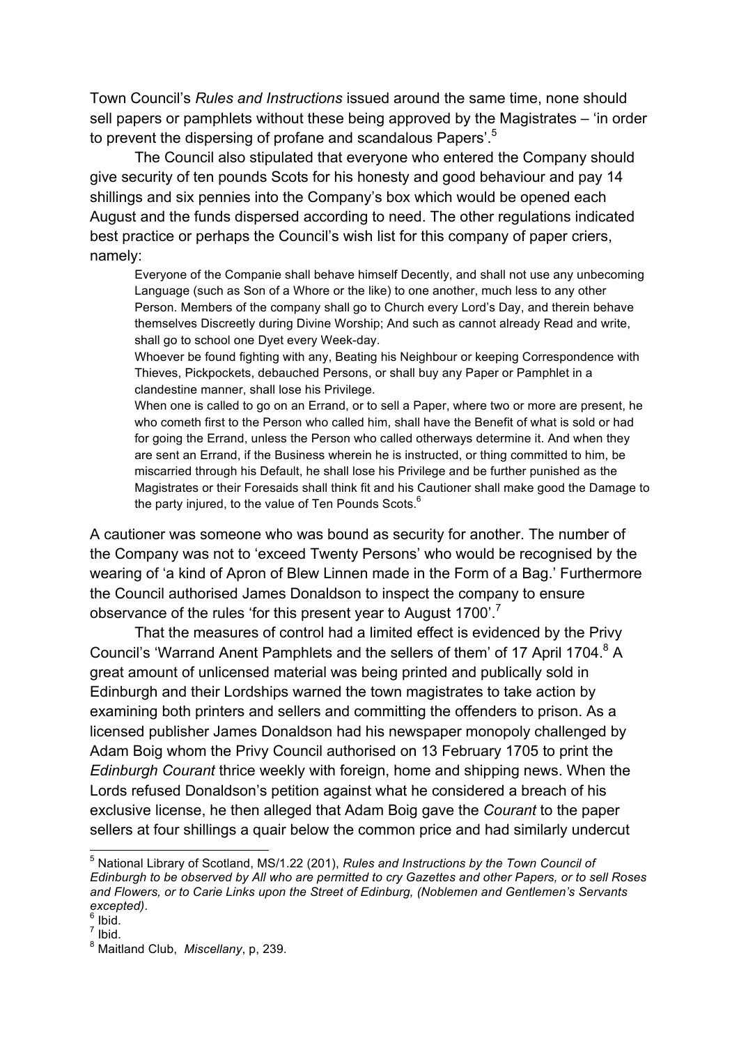Town Council's *Rules and Instructions* issued around the same time, none should sell papers or pamphlets without these being approved by the Magistrates – 'in order to prevent the dispersing of profane and scandalous Papers'.[5]

The Council also stipulated that everyone who entered the Company should give security of ten pounds Scots for his honesty and good behaviour and pay 14 shillings and six pennies into the Company's box which would be opened each August and the funds dispersed according to need. The other regulations indicated best practice or perhaps the Council's wish list for this company of paper criers, namely:

> Everyone of the Companie shall behave himself Decently, and shall not use any unbecoming Language (such as Son of a Whore or the like) to one another, much less to any other Person. Members of the company shall go to Church every Lord's Day, and therein behave themselves Discreetly during Divine Worship; And such as cannot already Read and write, shall go to school one Dyet every Week-day.
>
> Whoever be found fighting with any, Beating his Neighbour or keeping Correspondence with Thieves, Pickpockets, debauched Persons, or shall buy any Paper or Pamphlet in a clandestine manner, shall lose his Privilege.
>
> When one is called to go on an Errand, or to sell a Paper, where two or more are present, he who cometh first to the Person who called him, shall have the Benefit of what is sold or had for going the Errand, unless the Person who called otherways determine it. And when they are sent an Errand, if the Business wherein he is instructed, or thing committed to him, be miscarried through his Default, he shall lose his Privilege and be further punished as the Magistrates or their Foresaids shall think fit and his Cautioner shall make good the Damage to the party injured, to the value of Ten Pounds Scots.[6]

A cautioner was someone who was bound as security for another. The number of the Company was not to 'exceed Twenty Persons' who would be recognised by the wearing of 'a kind of Apron of Blew Linnen made in the Form of a Bag.' Furthermore the Council authorised James Donaldson to inspect the company to ensure observance of the rules 'for this present year to August 1700'.[7]

That the measures of control had a limited effect is evidenced by the Privy Council's 'Warrand Anent Pamphlets and the sellers of them' of 17 April 1704.[8] A great amount of unlicensed material was being printed and publically sold in Edinburgh and their Lordships warned the town magistrates to take action by examining both printers and sellers and committing the offenders to prison. As a licensed publisher James Donaldson had his newspaper monopoly challenged by Adam Boig whom the Privy Council authorised on 13 February 1705 to print the *Edinburgh Courant* thrice weekly with foreign, home and shipping news. When the Lords refused Donaldson's petition against what he considered a breach of his exclusive license, he then alleged that Adam Boig gave the *Courant* to the paper sellers at four shillings a quair below the common price and had similarly undercut

---

[5] National Library of Scotland, MS/1.22 (201), *Rules and Instructions by the Town Council of Edinburgh to be observed by All who are permitted to cry Gazettes and other Papers, or to sell Roses and Flowers, or to Carie Links upon the Street of Edinburg, (Noblemen and Gentlemen's Servants excepted)*.

[6] Ibid.

[7] Ibid.

[8] Maitland Club, *Miscellany*, p, 239.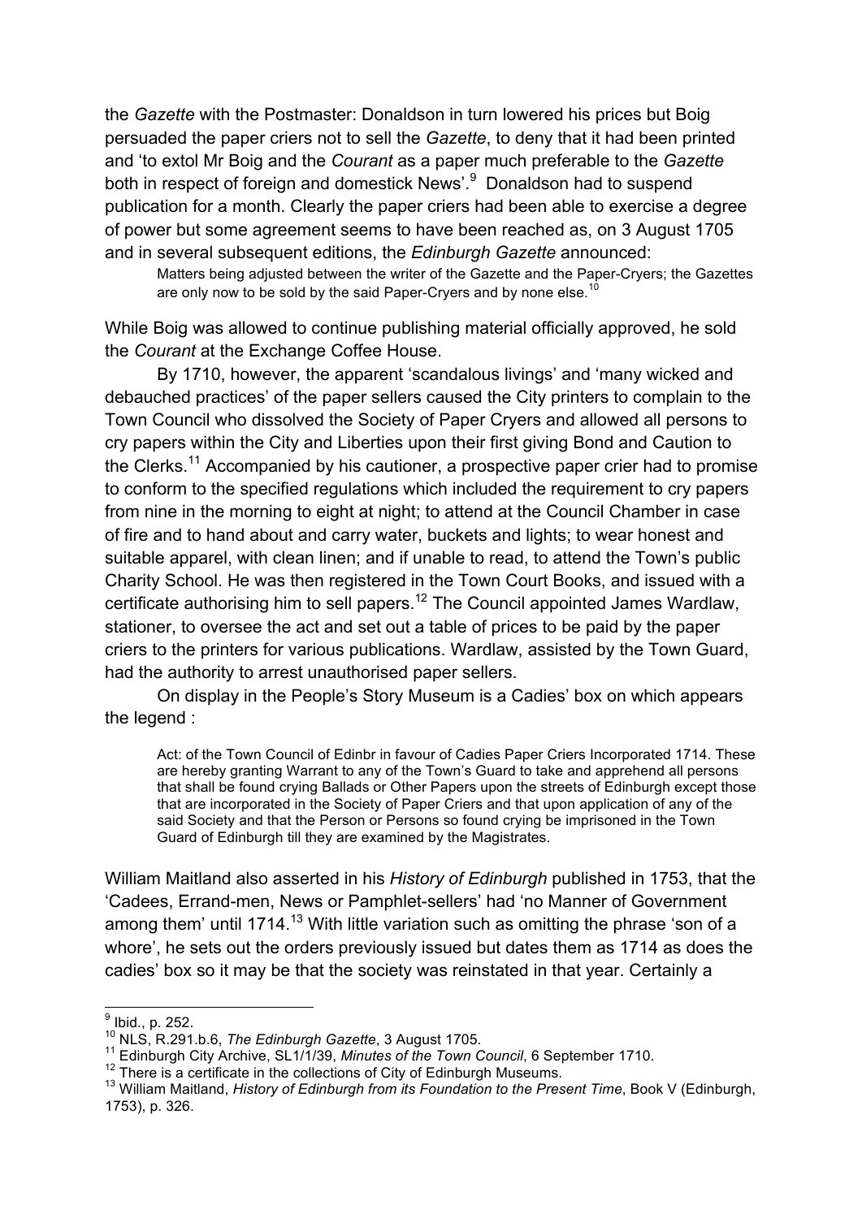the *Gazette* with the Postmaster: Donaldson in turn lowered his prices but Boig persuaded the paper criers not to sell the *Gazette*, to deny that it had been printed and 'to extol Mr Boig and the *Courant* as a paper much preferable to the *Gazette* both in respect of foreign and domestick News'.[9] Donaldson had to suspend publication for a month. Clearly the paper criers had been able to exercise a degree of power but some agreement seems to have been reached as, on 3 August 1705 and in several subsequent editions, the *Edinburgh Gazette* announced:

> Matters being adjusted between the writer of the Gazette and the Paper-Cryers; the Gazettes are only now to be sold by the said Paper-Cryers and by none else.[10]

While Boig was allowed to continue publishing material officially approved, he sold the *Courant* at the Exchange Coffee House.

By 1710, however, the apparent 'scandalous livings' and 'many wicked and debauched practices' of the paper sellers caused the City printers to complain to the Town Council who dissolved the Society of Paper Cryers and allowed all persons to cry papers within the City and Liberties upon their first giving Bond and Caution to the Clerks.[11] Accompanied by his cautioner, a prospective paper crier had to promise to conform to the specified regulations which included the requirement to cry papers from nine in the morning to eight at night; to attend at the Council Chamber in case of fire and to hand about and carry water, buckets and lights; to wear honest and suitable apparel, with clean linen; and if unable to read, to attend the Town's public Charity School. He was then registered in the Town Court Books, and issued with a certificate authorising him to sell papers.[12] The Council appointed James Wardlaw, stationer, to oversee the act and set out a table of prices to be paid by the paper criers to the printers for various publications. Wardlaw, assisted by the Town Guard, had the authority to arrest unauthorised paper sellers.

On display in the People's Story Museum is a Cadies' box on which appears the legend :

> Act: of the Town Council of Edinbr in favour of Cadies Paper Criers Incorporated 1714. These are hereby granting Warrant to any of the Town's Guard to take and apprehend all persons that shall be found crying Ballads or Other Papers upon the streets of Edinburgh except those that are incorporated in the Society of Paper Criers and that upon application of any of the said Society and that the Person or Persons so found crying be imprisoned in the Town Guard of Edinburgh till they are examined by the Magistrates.

William Maitland also asserted in his *History of Edinburgh* published in 1753, that the 'Cadees, Errand-men, News or Pamphlet-sellers' had 'no Manner of Government among them' until 1714.[13] With little variation such as omitting the phrase 'son of a whore', he sets out the orders previously issued but dates them as 1714 as does the cadies' box so it may be that the society was reinstated in that year. Certainly a

---

[9] Ibid., p. 252.

[10] NLS, R.291.b.6, *The Edinburgh Gazette*, 3 August 1705.

[11] Edinburgh City Archive, SL1/1/39, *Minutes of the Town Council*, 6 September 1710.

[12] There is a certificate in the collections of City of Edinburgh Museums.

[13] William Maitland, *History of Edinburgh from its Foundation to the Present Time*, Book V (Edinburgh, 1753), p. 326.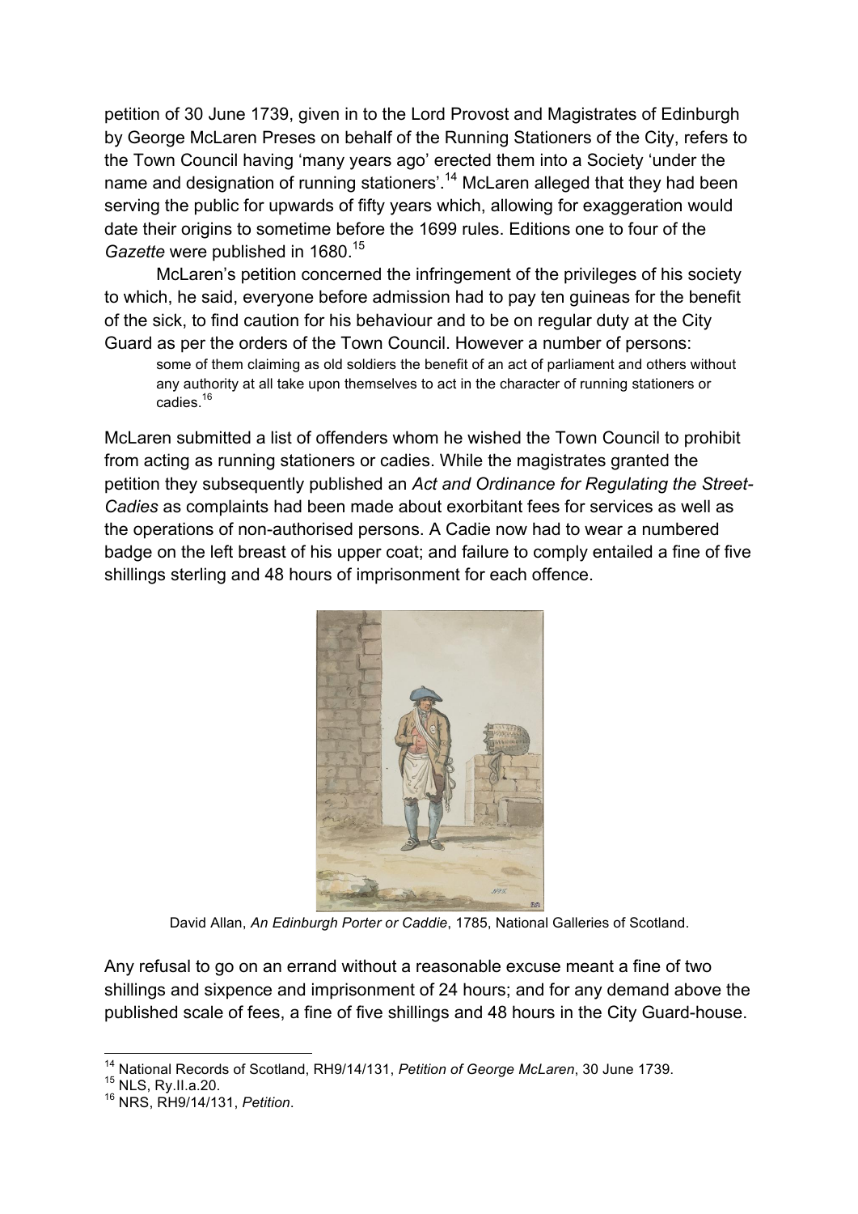petition of 30 June 1739, given in to the Lord Provost and Magistrates of Edinburgh by George McLaren Preses on behalf of the Running Stationers of the City, refers to the Town Council having 'many years ago' erected them into a Society 'under the name and designation of running stationers'.[14] McLaren alleged that they had been serving the public for upwards of fifty years which, allowing for exaggeration would date their origins to sometime before the 1699 rules. Editions one to four of the *Gazette* were published in 1680.[15]

McLaren's petition concerned the infringement of the privileges of his society to which, he said, everyone before admission had to pay ten guineas for the benefit of the sick, to find caution for his behaviour and to be on regular duty at the City Guard as per the orders of the Town Council. However a number of persons:

> some of them claiming as old soldiers the benefit of an act of parliament and others without any authority at all take upon themselves to act in the character of running stationers or cadies.[16]

McLaren submitted a list of offenders whom he wished the Town Council to prohibit from acting as running stationers or cadies. While the magistrates granted the petition they subsequently published an *Act and Ordinance for Regulating the Street-Cadies* as complaints had been made about exorbitant fees for services as well as the operations of non-authorised persons. A Cadie now had to wear a numbered badge on the left breast of his upper coat; and failure to comply entailed a fine of five shillings sterling and 48 hours of imprisonment for each offence.

David Allan, *An Edinburgh Porter or Caddie*, 1785, National Galleries of Scotland.

Any refusal to go on an errand without a reasonable excuse meant a fine of two shillings and sixpence and imprisonment of 24 hours; and for any demand above the published scale of fees, a fine of five shillings and 48 hours in the City Guard-house.

---

[14] National Records of Scotland, RH9/14/131, *Petition of George McLaren*, 30 June 1739.

[15] NLS, Ry.II.a.20.

[16] NRS, RH9/14/131, *Petition*.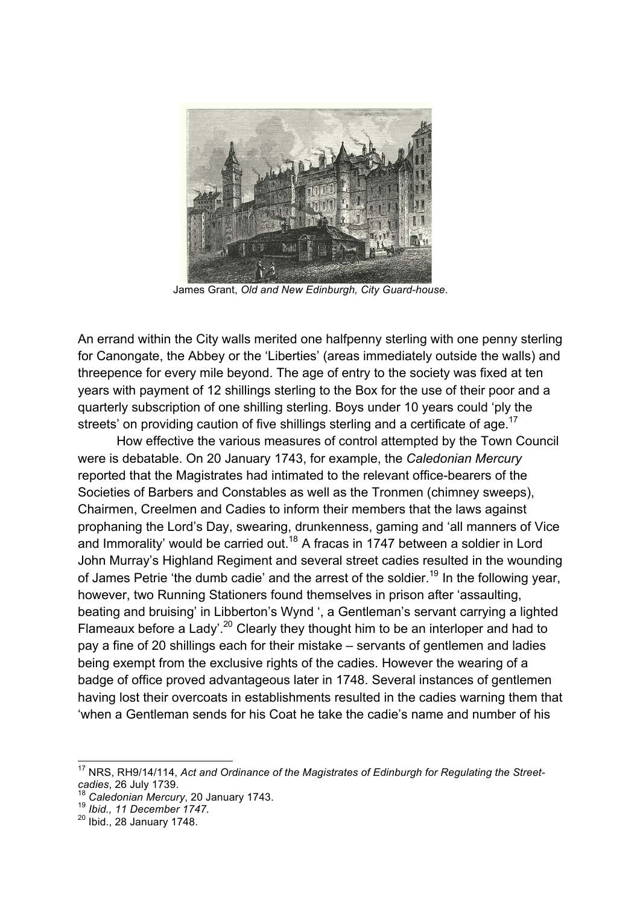James Grant, *Old and New Edinburgh, City Guard-house*.

An errand within the City walls merited one halfpenny sterling with one penny sterling for Canongate, the Abbey or the 'Liberties' (areas immediately outside the walls) and threepence for every mile beyond. The age of entry to the society was fixed at ten years with payment of 12 shillings sterling to the Box for the use of their poor and a quarterly subscription of one shilling sterling. Boys under 10 years could 'ply the streets' on providing caution of five shillings sterling and a certificate of age.[17]

How effective the various measures of control attempted by the Town Council were is debatable. On 20 January 1743, for example, the *Caledonian Mercury* reported that the Magistrates had intimated to the relevant office-bearers of the Societies of Barbers and Constables as well as the Tronmen (chimney sweeps), Chairmen, Creelmen and Cadies to inform their members that the laws against prophaning the Lord's Day, swearing, drunkenness, gaming and 'all manners of Vice and Immorality' would be carried out.[18] A fracas in 1747 between a soldier in Lord John Murray's Highland Regiment and several street cadies resulted in the wounding of James Petrie 'the dumb cadie' and the arrest of the soldier.[19] In the following year, however, two Running Stationers found themselves in prison after 'assaulting, beating and bruising' in Libberton's Wynd ', a Gentleman's servant carrying a lighted Flameaux before a Lady'.[20] Clearly they thought him to be an interloper and had to pay a fine of 20 shillings each for their mistake – servants of gentlemen and ladies being exempt from the exclusive rights of the cadies. However the wearing of a badge of office proved advantageous later in 1748. Several instances of gentlemen having lost their overcoats in establishments resulted in the cadies warning them that 'when a Gentleman sends for his Coat he take the cadie's name and number of his

---

[17] NRS, RH9/14/114, *Act and Ordinance of the Magistrates of Edinburgh for Regulating the Street-cadies*, 26 July 1739.

[18] *Caledonian Mercury*, 20 January 1743.

[19] *Ibid., 11 December 1747.*

[20] Ibid., 28 January 1748.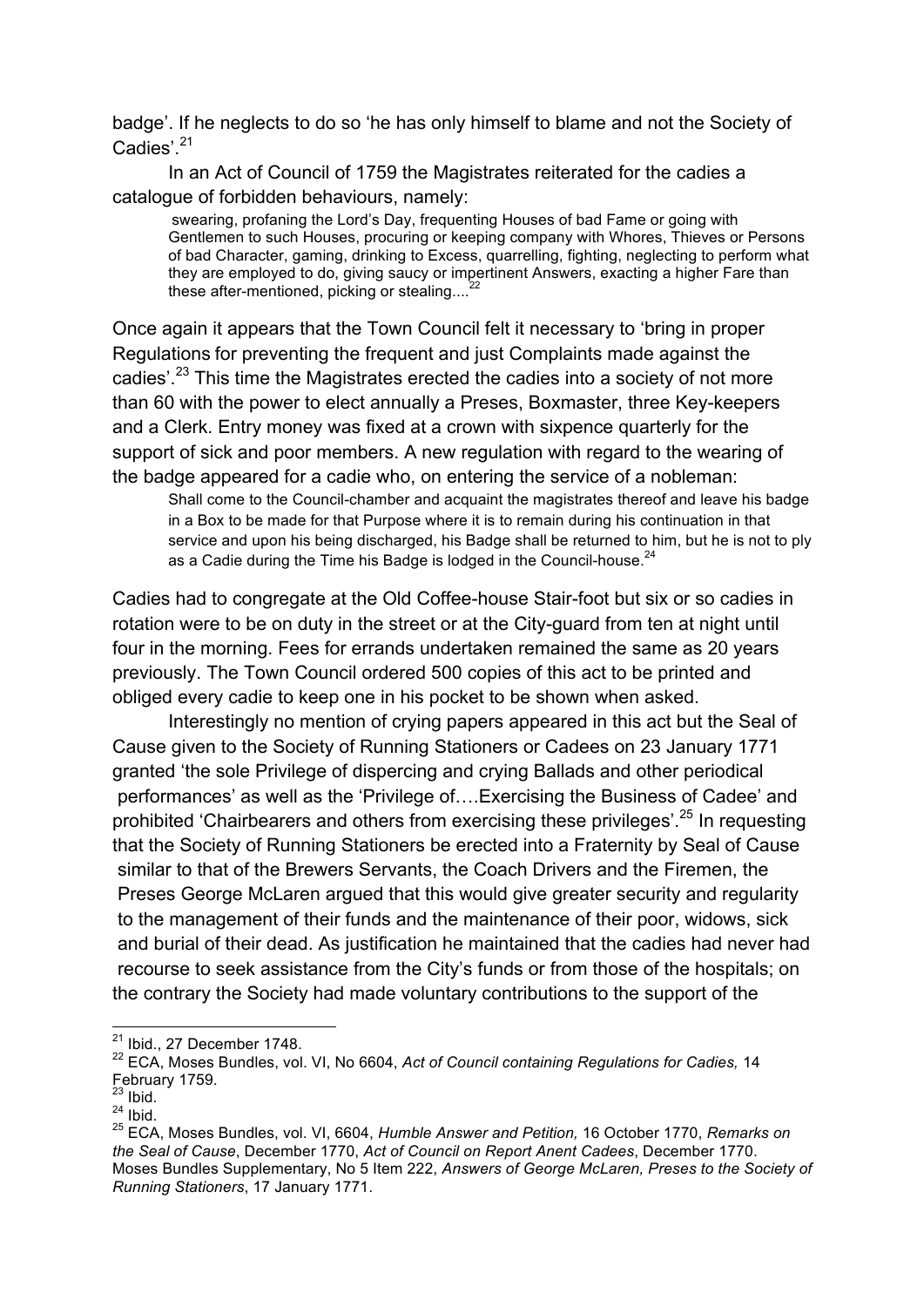badge'. If he neglects to do so 'he has only himself to blame and not the Society of Cadies'.[21]

In an Act of Council of 1759 the Magistrates reiterated for the cadies a catalogue of forbidden behaviours, namely:

> swearing, profaning the Lord's Day, frequenting Houses of bad Fame or going with Gentlemen to such Houses, procuring or keeping company with Whores, Thieves or Persons of bad Character, gaming, drinking to Excess, quarrelling, fighting, neglecting to perform what they are employed to do, giving saucy or impertinent Answers, exacting a higher Fare than these after-mentioned, picking or stealing....[22]

Once again it appears that the Town Council felt it necessary to 'bring in proper Regulations for preventing the frequent and just Complaints made against the cadies'.[23] This time the Magistrates erected the cadies into a society of not more than 60 with the power to elect annually a Preses, Boxmaster, three Key-keepers and a Clerk. Entry money was fixed at a crown with sixpence quarterly for the support of sick and poor members. A new regulation with regard to the wearing of the badge appeared for a cadie who, on entering the service of a nobleman:

> Shall come to the Council-chamber and acquaint the magistrates thereof and leave his badge in a Box to be made for that Purpose where it is to remain during his continuation in that service and upon his being discharged, his Badge shall be returned to him, but he is not to ply as a Cadie during the Time his Badge is lodged in the Council-house.[24]

Cadies had to congregate at the Old Coffee-house Stair-foot but six or so cadies in rotation were to be on duty in the street or at the City-guard from ten at night until four in the morning. Fees for errands undertaken remained the same as 20 years previously. The Town Council ordered 500 copies of this act to be printed and obliged every cadie to keep one in his pocket to be shown when asked.

Interestingly no mention of crying papers appeared in this act but the Seal of Cause given to the Society of Running Stationers or Cadees on 23 January 1771 granted 'the sole Privilege of dispercing and crying Ballads and other periodical performances' as well as the 'Privilege of….Exercising the Business of Cadee' and prohibited 'Chairbearers and others from exercising these privileges'.[25] In requesting that the Society of Running Stationers be erected into a Fraternity by Seal of Cause similar to that of the Brewers Servants, the Coach Drivers and the Firemen, the Preses George McLaren argued that this would give greater security and regularity to the management of their funds and the maintenance of their poor, widows, sick and burial of their dead. As justification he maintained that the cadies had never had recourse to seek assistance from the City's funds or from those of the hospitals; on the contrary the Society had made voluntary contributions to the support of the

---

[21] Ibid., 27 December 1748.

[22] ECA, Moses Bundles, vol. VI, No 6604, *Act of Council containing Regulations for Cadies,* 14 February 1759.

[23] Ibid.

[24] Ibid.

[25] ECA, Moses Bundles, vol. VI, 6604, *Humble Answer and Petition,* 16 October 1770, *Remarks on the Seal of Cause*, December 1770, *Act of Council on Report Anent Cadees*, December 1770. Moses Bundles Supplementary, No 5 Item 222, *Answers of George McLaren, Preses to the Society of Running Stationers*, 17 January 1771.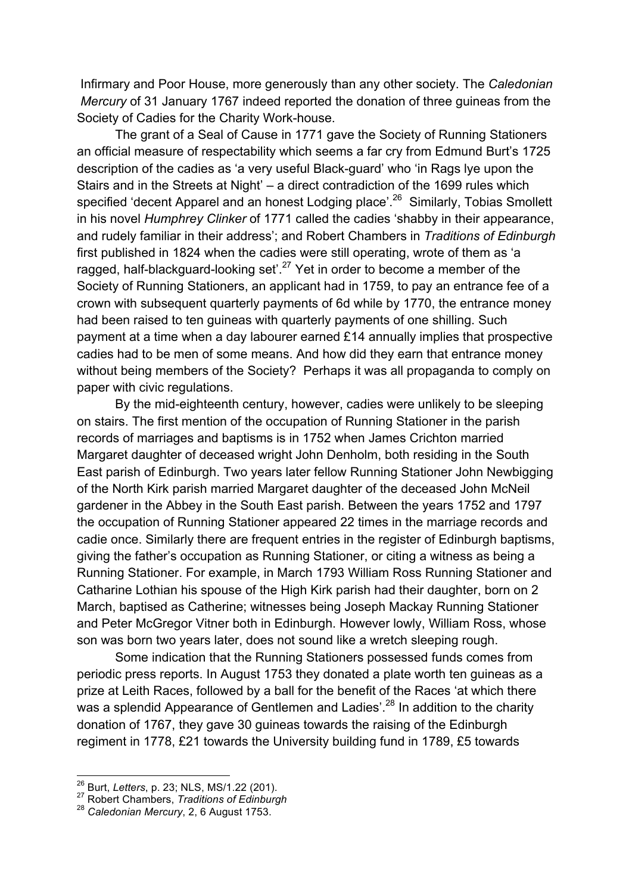Infirmary and Poor House, more generously than any other society. The *Caledonian Mercury* of 31 January 1767 indeed reported the donation of three guineas from the Society of Cadies for the Charity Work-house.

The grant of a Seal of Cause in 1771 gave the Society of Running Stationers an official measure of respectability which seems a far cry from Edmund Burt's 1725 description of the cadies as 'a very useful Black-guard' who 'in Rags lye upon the Stairs and in the Streets at Night' – a direct contradiction of the 1699 rules which specified 'decent Apparel and an honest Lodging place'.[26] Similarly, Tobias Smollett in his novel *Humphrey Clinker* of 1771 called the cadies 'shabby in their appearance, and rudely familiar in their address'; and Robert Chambers in *Traditions of Edinburgh* first published in 1824 when the cadies were still operating, wrote of them as 'a ragged, half-blackguard-looking set'.[27] Yet in order to become a member of the Society of Running Stationers, an applicant had in 1759, to pay an entrance fee of a crown with subsequent quarterly payments of 6d while by 1770, the entrance money had been raised to ten guineas with quarterly payments of one shilling. Such payment at a time when a day labourer earned £14 annually implies that prospective cadies had to be men of some means. And how did they earn that entrance money without being members of the Society? Perhaps it was all propaganda to comply on paper with civic regulations.

By the mid-eighteenth century, however, cadies were unlikely to be sleeping on stairs. The first mention of the occupation of Running Stationer in the parish records of marriages and baptisms is in 1752 when James Crichton married Margaret daughter of deceased wright John Denholm, both residing in the South East parish of Edinburgh. Two years later fellow Running Stationer John Newbigging of the North Kirk parish married Margaret daughter of the deceased John McNeil gardener in the Abbey in the South East parish. Between the years 1752 and 1797 the occupation of Running Stationer appeared 22 times in the marriage records and cadie once. Similarly there are frequent entries in the register of Edinburgh baptisms, giving the father's occupation as Running Stationer, or citing a witness as being a Running Stationer. For example, in March 1793 William Ross Running Stationer and Catharine Lothian his spouse of the High Kirk parish had their daughter, born on 2 March, baptised as Catherine; witnesses being Joseph Mackay Running Stationer and Peter McGregor Vitner both in Edinburgh. However lowly, William Ross, whose son was born two years later, does not sound like a wretch sleeping rough.

Some indication that the Running Stationers possessed funds comes from periodic press reports. In August 1753 they donated a plate worth ten guineas as a prize at Leith Races, followed by a ball for the benefit of the Races 'at which there was a splendid Appearance of Gentlemen and Ladies'.[28] In addition to the charity donation of 1767, they gave 30 guineas towards the raising of the Edinburgh regiment in 1778, £21 towards the University building fund in 1789, £5 towards

---

[26] Burt, *Letters*, p. 23; NLS, MS/1.22 (201).

[27] Robert Chambers, *Traditions of Edinburgh*

[28] *Caledonian Mercury*, 2, 6 August 1753.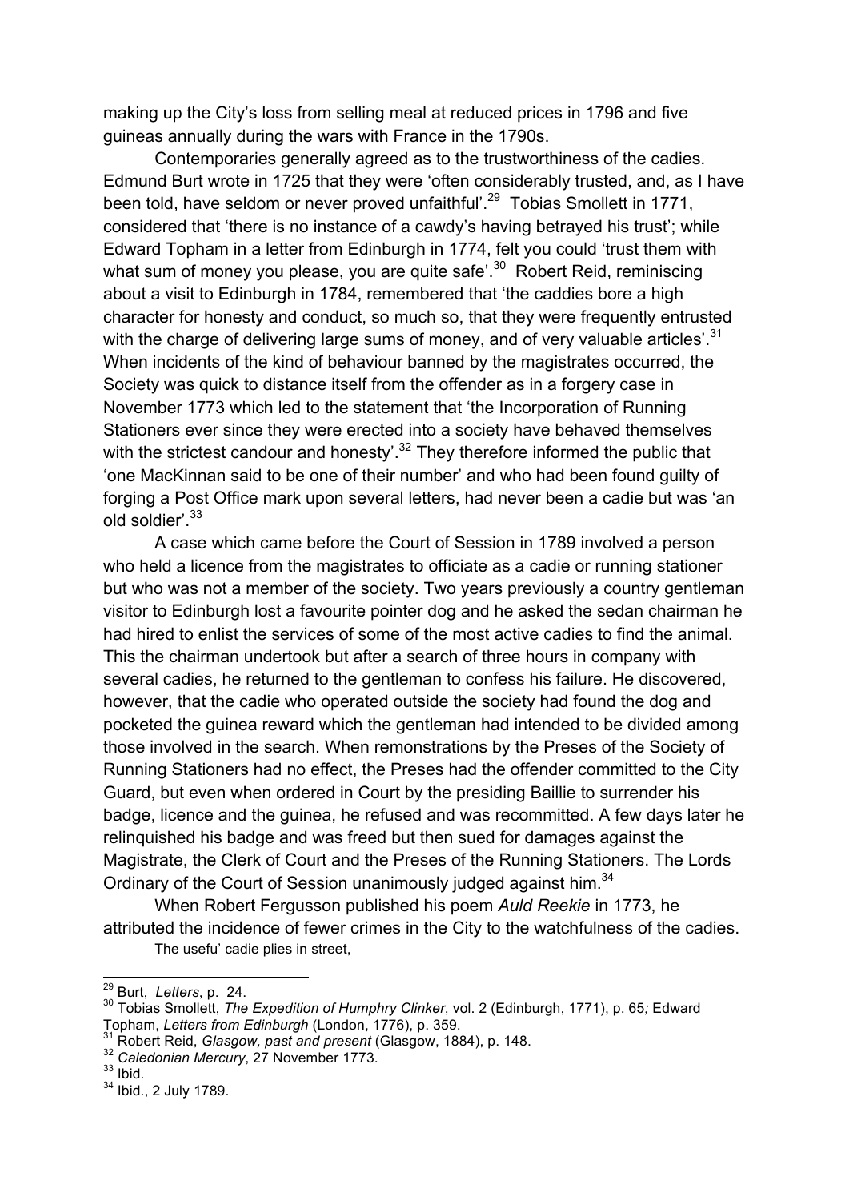making up the City's loss from selling meal at reduced prices in 1796 and five guineas annually during the wars with France in the 1790s.

Contemporaries generally agreed as to the trustworthiness of the cadies. Edmund Burt wrote in 1725 that they were 'often considerably trusted, and, as I have been told, have seldom or never proved unfaithful'.[29] Tobias Smollett in 1771, considered that 'there is no instance of a cawdy's having betrayed his trust'; while Edward Topham in a letter from Edinburgh in 1774, felt you could 'trust them with what sum of money you please, you are quite safe'.[30] Robert Reid, reminiscing about a visit to Edinburgh in 1784, remembered that 'the caddies bore a high character for honesty and conduct, so much so, that they were frequently entrusted with the charge of delivering large sums of money, and of very valuable articles'.[31] When incidents of the kind of behaviour banned by the magistrates occurred, the Society was quick to distance itself from the offender as in a forgery case in November 1773 which led to the statement that 'the Incorporation of Running Stationers ever since they were erected into a society have behaved themselves with the strictest candour and honesty'.[32] They therefore informed the public that 'one MacKinnan said to be one of their number' and who had been found guilty of forging a Post Office mark upon several letters, had never been a cadie but was 'an old soldier'.[33]

A case which came before the Court of Session in 1789 involved a person who held a licence from the magistrates to officiate as a cadie or running stationer but who was not a member of the society. Two years previously a country gentleman visitor to Edinburgh lost a favourite pointer dog and he asked the sedan chairman he had hired to enlist the services of some of the most active cadies to find the animal. This the chairman undertook but after a search of three hours in company with several cadies, he returned to the gentleman to confess his failure. He discovered, however, that the cadie who operated outside the society had found the dog and pocketed the guinea reward which the gentleman had intended to be divided among those involved in the search. When remonstrations by the Preses of the Society of Running Stationers had no effect, the Preses had the offender committed to the City Guard, but even when ordered in Court by the presiding Baillie to surrender his badge, licence and the guinea, he refused and was recommitted. A few days later he relinquished his badge and was freed but then sued for damages against the Magistrate, the Clerk of Court and the Preses of the Running Stationers. The Lords Ordinary of the Court of Session unanimously judged against him.[34]

When Robert Fergusson published his poem *Auld Reekie* in 1773, he attributed the incidence of fewer crimes in the City to the watchfulness of the cadies.

The usefu' cadie plies in street,

---

[29] Burt, *Letters*, p. 24.

[30] Tobias Smollett, *The Expedition of Humphry Clinker*, vol. 2 (Edinburgh, 1771), p. 65*;* Edward Topham, *Letters from Edinburgh* (London, 1776), p. 359.

[31] Robert Reid, *Glasgow, past and present* (Glasgow, 1884), p. 148.

[32] *Caledonian Mercury*, 27 November 1773.

[33] Ibid.

[34] Ibid., 2 July 1789.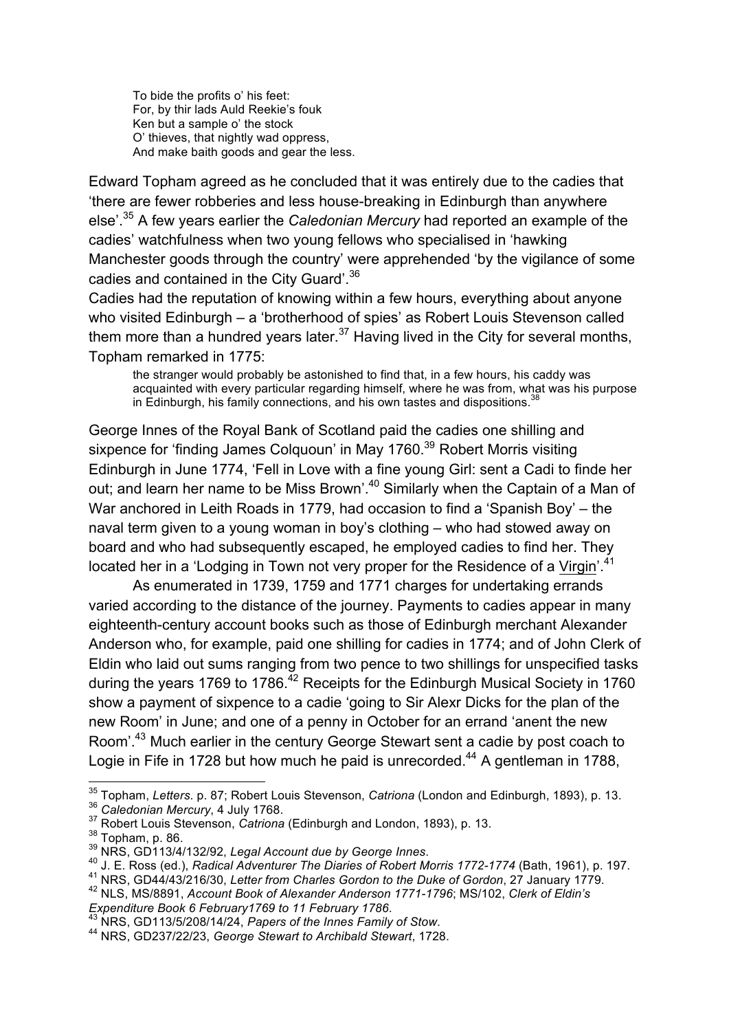> To bide the profits o' his feet:
> For, by thir lads Auld Reekie's fouk
> Ken but a sample o' the stock
> O' thieves, that nightly wad oppress,
> And make baith goods and gear the less.

Edward Topham agreed as he concluded that it was entirely due to the cadies that 'there are fewer robberies and less house-breaking in Edinburgh than anywhere else'.[35] A few years earlier the *Caledonian Mercury* had reported an example of the cadies' watchfulness when two young fellows who specialised in 'hawking Manchester goods through the country' were apprehended 'by the vigilance of some cadies and contained in the City Guard'.[36]

Cadies had the reputation of knowing within a few hours, everything about anyone who visited Edinburgh – a 'brotherhood of spies' as Robert Louis Stevenson called them more than a hundred years later.[37] Having lived in the City for several months, Topham remarked in 1775:

> the stranger would probably be astonished to find that, in a few hours, his caddy was acquainted with every particular regarding himself, where he was from, what was his purpose in Edinburgh, his family connections, and his own tastes and dispositions.[38]

George Innes of the Royal Bank of Scotland paid the cadies one shilling and sixpence for 'finding James Colquoun' in May 1760.[39] Robert Morris visiting Edinburgh in June 1774, 'Fell in Love with a fine young Girl: sent a Cadi to finde her out; and learn her name to be Miss Brown'.[40] Similarly when the Captain of a Man of War anchored in Leith Roads in 1779, had occasion to find a 'Spanish Boy' – the naval term given to a young woman in boy's clothing – who had stowed away on board and who had subsequently escaped, he employed cadies to find her. They located her in a 'Lodging in Town not very proper for the Residence of a Virgin'.[41]

As enumerated in 1739, 1759 and 1771 charges for undertaking errands varied according to the distance of the journey. Payments to cadies appear in many eighteenth-century account books such as those of Edinburgh merchant Alexander Anderson who, for example, paid one shilling for cadies in 1774; and of John Clerk of Eldin who laid out sums ranging from two pence to two shillings for unspecified tasks during the years 1769 to 1786.[42] Receipts for the Edinburgh Musical Society in 1760 show a payment of sixpence to a cadie 'going to Sir Alexr Dicks for the plan of the new Room' in June; and one of a penny in October for an errand 'anent the new Room'.[43] Much earlier in the century George Stewart sent a cadie by post coach to Logie in Fife in 1728 but how much he paid is unrecorded.[44] A gentleman in 1788,

---

[35] Topham, *Letters*. p. 87; Robert Louis Stevenson, *Catriona* (London and Edinburgh, 1893), p. 13.
[36] *Caledonian Mercury*, 4 July 1768.
[37] Robert Louis Stevenson, *Catriona* (Edinburgh and London, 1893), p. 13.
[38] Topham, p. 86.
[39] NRS, GD113/4/132/92, *Legal Account due by George Innes*.
[40] J. E. Ross (ed.), *Radical Adventurer The Diaries of Robert Morris 1772-1774* (Bath, 1961), p. 197.
[41] NRS, GD44/43/216/30, *Letter from Charles Gordon to the Duke of Gordon*, 27 January 1779.
[42] NLS, MS/8891, *Account Book of Alexander Anderson 1771-1796*; MS/102, *Clerk of Eldin's Expenditure Book 6 February1769 to 11 February 1786*.
[43] NRS, GD113/5/208/14/24, *Papers of the Innes Family of Stow*.
[44] NRS, GD237/22/23, *George Stewart to Archibald Stewart*, 1728.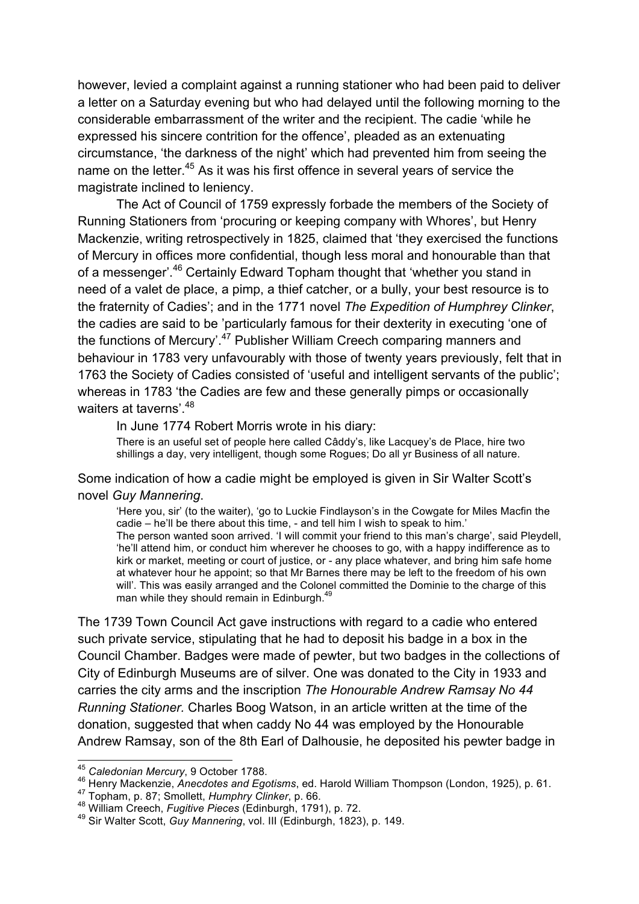however, levied a complaint against a running stationer who had been paid to deliver a letter on a Saturday evening but who had delayed until the following morning to the considerable embarrassment of the writer and the recipient. The cadie 'while he expressed his sincere contrition for the offence', pleaded as an extenuating circumstance, 'the darkness of the night' which had prevented him from seeing the name on the letter.[45] As it was his first offence in several years of service the magistrate inclined to leniency.

The Act of Council of 1759 expressly forbade the members of the Society of Running Stationers from 'procuring or keeping company with Whores', but Henry Mackenzie, writing retrospectively in 1825, claimed that 'they exercised the functions of Mercury in offices more confidential, though less moral and honourable than that of a messenger'.[46] Certainly Edward Topham thought that 'whether you stand in need of a valet de place, a pimp, a thief catcher, or a bully, your best resource is to the fraternity of Cadies'; and in the 1771 novel *The Expedition of Humphrey Clinker*, the cadies are said to be 'particularly famous for their dexterity in executing 'one of the functions of Mercury'.[47] Publisher William Creech comparing manners and behaviour in 1783 very unfavourably with those of twenty years previously, felt that in 1763 the Society of Cadies consisted of 'useful and intelligent servants of the public'; whereas in 1783 'the Cadies are few and these generally pimps or occasionally waiters at taverns'.[48]

In June 1774 Robert Morris wrote in his diary:

> There is an useful set of people here called Câddy's, like Lacquey's de Place, hire two shillings a day, very intelligent, though some Rogues; Do all yr Business of all nature.

Some indication of how a cadie might be employed is given in Sir Walter Scott's novel *Guy Mannering*.

> 'Here you, sir' (to the waiter), 'go to Luckie Findlayson's in the Cowgate for Miles Macfin the cadie – he'll be there about this time, - and tell him I wish to speak to him.'
> The person wanted soon arrived. 'I will commit your friend to this man's charge', said Pleydell, 'he'll attend him, or conduct him wherever he chooses to go, with a happy indifference as to kirk or market, meeting or court of justice, or - any place whatever, and bring him safe home at whatever hour he appoint; so that Mr Barnes there may be left to the freedom of his own will'. This was easily arranged and the Colonel committed the Dominie to the charge of this man while they should remain in Edinburgh.[49]

The 1739 Town Council Act gave instructions with regard to a cadie who entered such private service, stipulating that he had to deposit his badge in a box in the Council Chamber. Badges were made of pewter, but two badges in the collections of City of Edinburgh Museums are of silver. One was donated to the City in 1933 and carries the city arms and the inscription *The Honourable Andrew Ramsay No 44 Running Stationer.* Charles Boog Watson, in an article written at the time of the donation, suggested that when caddy No 44 was employed by the Honourable Andrew Ramsay, son of the 8th Earl of Dalhousie, he deposited his pewter badge in

---

[45] *Caledonian Mercury*, 9 October 1788.

[46] Henry Mackenzie, *Anecdotes and Egotisms*, ed. Harold William Thompson (London, 1925), p. 61.

[47] Topham, p. 87; Smollett, *Humphry Clinker*, p. 66.

[48] William Creech, *Fugitive Pieces* (Edinburgh, 1791), p. 72.

[49] Sir Walter Scott, *Guy Mannering*, vol. III (Edinburgh, 1823), p. 149.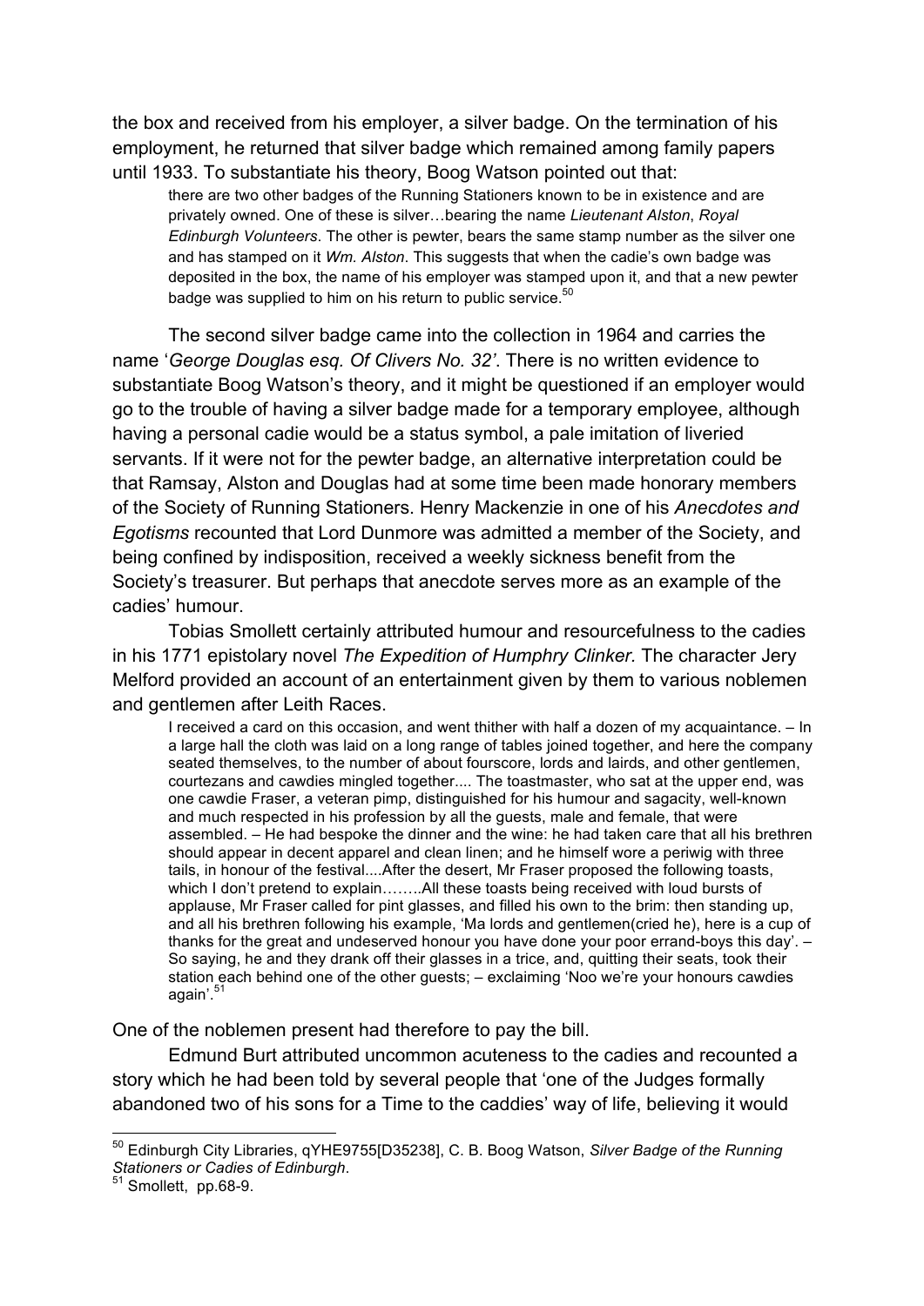the box and received from his employer, a silver badge. On the termination of his employment, he returned that silver badge which remained among family papers until 1933. To substantiate his theory, Boog Watson pointed out that:

> there are two other badges of the Running Stationers known to be in existence and are privately owned. One of these is silver…bearing the name *Lieutenant Alston*, *Royal Edinburgh Volunteers*. The other is pewter, bears the same stamp number as the silver one and has stamped on it *Wm. Alston*. This suggests that when the cadie's own badge was deposited in the box, the name of his employer was stamped upon it, and that a new pewter badge was supplied to him on his return to public service.[50]

The second silver badge came into the collection in 1964 and carries the name '*George Douglas esq. Of Clivers No. 32'*. There is no written evidence to substantiate Boog Watson's theory, and it might be questioned if an employer would go to the trouble of having a silver badge made for a temporary employee, although having a personal cadie would be a status symbol, a pale imitation of liveried servants. If it were not for the pewter badge, an alternative interpretation could be that Ramsay, Alston and Douglas had at some time been made honorary members of the Society of Running Stationers. Henry Mackenzie in one of his *Anecdotes and Egotisms* recounted that Lord Dunmore was admitted a member of the Society, and being confined by indisposition, received a weekly sickness benefit from the Society's treasurer. But perhaps that anecdote serves more as an example of the cadies' humour.

Tobias Smollett certainly attributed humour and resourcefulness to the cadies in his 1771 epistolary novel *The Expedition of Humphry Clinker.* The character Jery Melford provided an account of an entertainment given by them to various noblemen and gentlemen after Leith Races.

> I received a card on this occasion, and went thither with half a dozen of my acquaintance. – In a large hall the cloth was laid on a long range of tables joined together, and here the company seated themselves, to the number of about fourscore, lords and lairds, and other gentlemen, courtezans and cawdies mingled together.... The toastmaster, who sat at the upper end, was one cawdie Fraser, a veteran pimp, distinguished for his humour and sagacity, well-known and much respected in his profession by all the guests, male and female, that were assembled. – He had bespoke the dinner and the wine: he had taken care that all his brethren should appear in decent apparel and clean linen; and he himself wore a periwig with three tails, in honour of the festival....After the desert, Mr Fraser proposed the following toasts, which I don't pretend to explain……..All these toasts being received with loud bursts of applause, Mr Fraser called for pint glasses, and filled his own to the brim: then standing up, and all his brethren following his example, 'Ma lords and gentlemen(cried he), here is a cup of thanks for the great and undeserved honour you have done your poor errand-boys this day'. – So saying, he and they drank off their glasses in a trice, and, quitting their seats, took their station each behind one of the other guests; – exclaiming 'Noo we're your honours cawdies again'.[51]

One of the noblemen present had therefore to pay the bill.

Edmund Burt attributed uncommon acuteness to the cadies and recounted a story which he had been told by several people that 'one of the Judges formally abandoned two of his sons for a Time to the caddies' way of life, believing it would

---

[50] Edinburgh City Libraries, qYHE9755[D35238], C. B. Boog Watson, *Silver Badge of the Running Stationers or Cadies of Edinburgh*.

[51] Smollett, pp.68-9.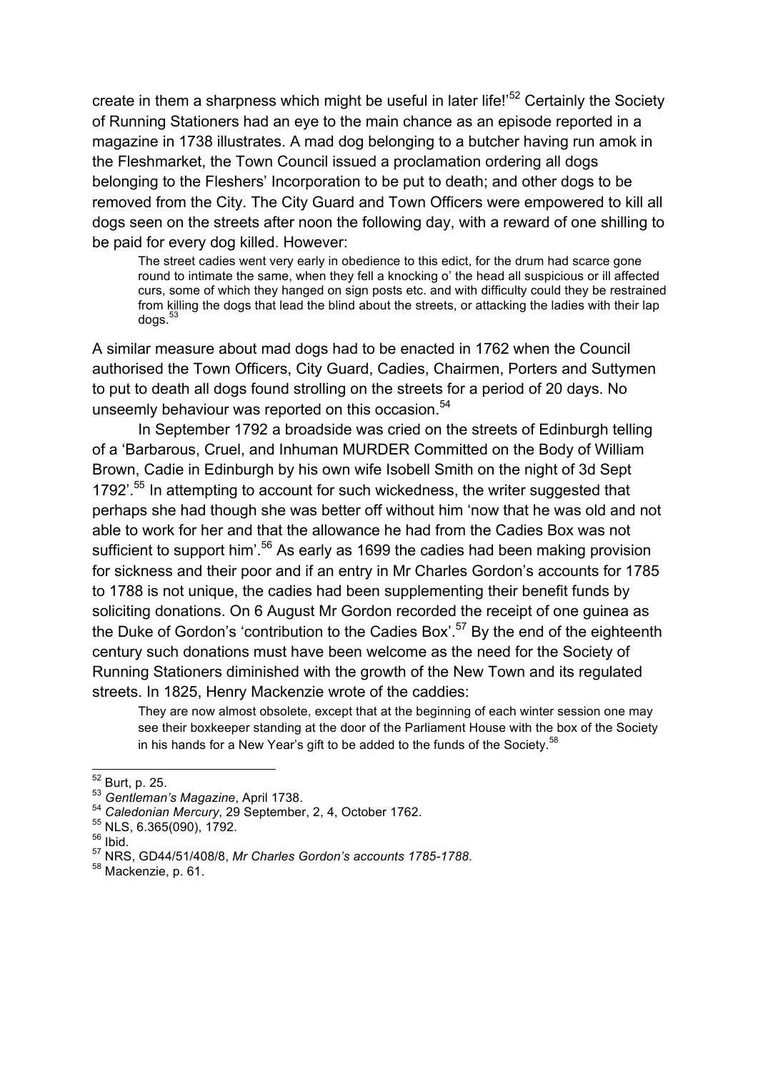create in them a sharpness which might be useful in later life!'[52] Certainly the Society of Running Stationers had an eye to the main chance as an episode reported in a magazine in 1738 illustrates. A mad dog belonging to a butcher having run amok in the Fleshmarket, the Town Council issued a proclamation ordering all dogs belonging to the Fleshers' Incorporation to be put to death; and other dogs to be removed from the City. The City Guard and Town Officers were empowered to kill all dogs seen on the streets after noon the following day, with a reward of one shilling to be paid for every dog killed. However:

> The street cadies went very early in obedience to this edict, for the drum had scarce gone round to intimate the same, when they fell a knocking o' the head all suspicious or ill affected curs, some of which they hanged on sign posts etc. and with difficulty could they be restrained from killing the dogs that lead the blind about the streets, or attacking the ladies with their lap dogs.[53]

A similar measure about mad dogs had to be enacted in 1762 when the Council authorised the Town Officers, City Guard, Cadies, Chairmen, Porters and Suttymen to put to death all dogs found strolling on the streets for a period of 20 days. No unseemly behaviour was reported on this occasion.[54]

In September 1792 a broadside was cried on the streets of Edinburgh telling of a 'Barbarous, Cruel, and Inhuman MURDER Committed on the Body of William Brown, Cadie in Edinburgh by his own wife Isobell Smith on the night of 3d Sept 1792'.[55] In attempting to account for such wickedness, the writer suggested that perhaps she had though she was better off without him 'now that he was old and not able to work for her and that the allowance he had from the Cadies Box was not sufficient to support him'.[56] As early as 1699 the cadies had been making provision for sickness and their poor and if an entry in Mr Charles Gordon's accounts for 1785 to 1788 is not unique, the cadies had been supplementing their benefit funds by soliciting donations. On 6 August Mr Gordon recorded the receipt of one guinea as the Duke of Gordon's 'contribution to the Cadies Box'.[57] By the end of the eighteenth century such donations must have been welcome as the need for the Society of Running Stationers diminished with the growth of the New Town and its regulated streets. In 1825, Henry Mackenzie wrote of the caddies:

> They are now almost obsolete, except that at the beginning of each winter session one may see their boxkeeper standing at the door of the Parliament House with the box of the Society in his hands for a New Year's gift to be added to the funds of the Society.[58]

---

[52] Burt, p. 25.

[53] *Gentleman's Magazine*, April 1738.

[54] *Caledonian Mercury*, 29 September, 2, 4, October 1762.

[55] NLS, 6.365(090), 1792.

[56] Ibid.

[57] NRS, GD44/51/408/8, *Mr Charles Gordon's accounts 1785-1788*.

[58] Mackenzie, p. 61.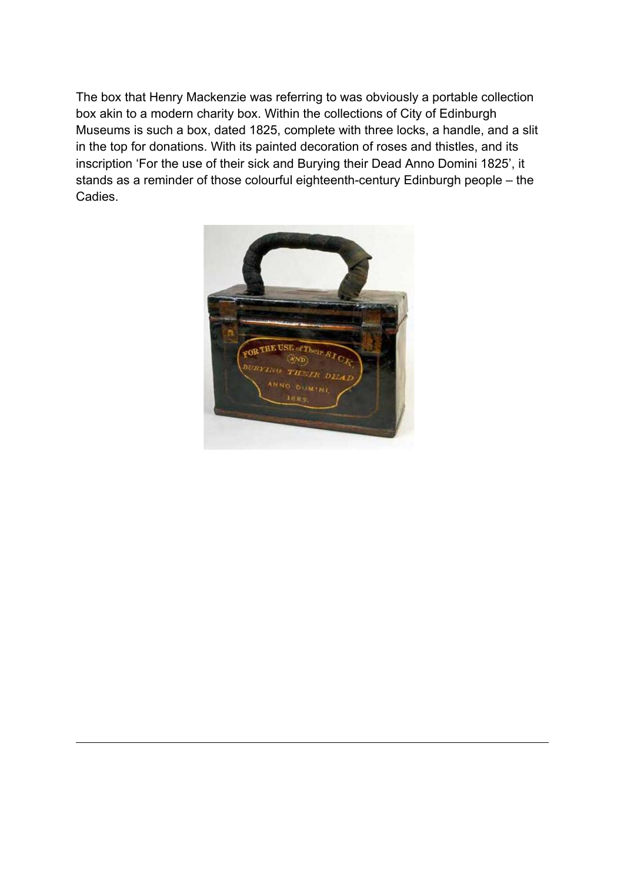The box that Henry Mackenzie was referring to was obviously a portable collection box akin to a modern charity box. Within the collections of City of Edinburgh Museums is such a box, dated 1825, complete with three locks, a handle, and a slit in the top for donations. With its painted decoration of roses and thistles, and its inscription 'For the use of their sick and Burying their Dead Anno Domini 1825', it stands as a reminder of those colourful eighteenth-century Edinburgh people – the Cadies.